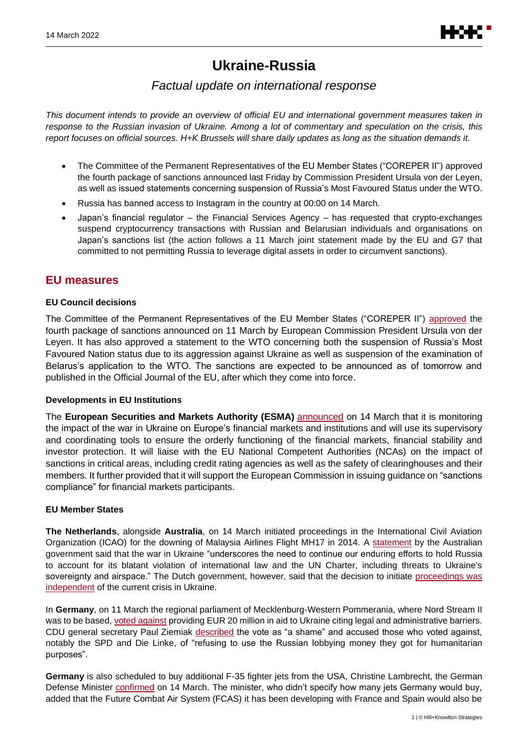# Ukraine-Russia

## *Factual update on international response*

*This document intends to provide an overview of official EU and international government measures taken in response to the Russian invasion of Ukraine. Among a lot of commentary and speculation on the crisis, this report focuses on official sources. H+K Brussels will share daily updates as long as the situation demands it.*

- The Committee of the Permanent Representatives of the EU Member States ("COREPER II") approved the fourth package of sanctions announced last Friday by Commission President Ursula von der Leyen, as well as issued statements concerning suspension of Russia's Most Favoured Status under the WTO.
- Russia has banned access to Instagram in the country at 00:00 on 14 March.
- Japan's financial regulator – the Financial Services Agency – has requested that crypto-exchanges suspend cryptocurrency transactions with Russian and Belarusian individuals and organisations on Japan's sanctions list (the action follows a 11 March joint statement made by the EU and G7 that committed to not permitting Russia to leverage digital assets in order to circumvent sanctions).

## EU measures

### EU Council decisions

The Committee of the Permanent Representatives of the EU Member States ("COREPER II") approved the fourth package of sanctions announced on 11 March by European Commission President Ursula von der Leyen. It has also approved a statement to the WTO concerning both the suspension of Russia's Most Favoured Nation status due to its aggression against Ukraine as well as suspension of the examination of Belarus's application to the WTO. The sanctions are expected to be announced as of tomorrow and published in the Official Journal of the EU, after which they come into force.

### Developments in EU Institutions

The **European Securities and Markets Authority (ESMA)** announced on 14 March that it is monitoring the impact of the war in Ukraine on Europe's financial markets and institutions and will use its supervisory and coordinating tools to ensure the orderly functioning of the financial markets, financial stability and investor protection. It will liaise with the EU National Competent Authorities (NCAs) on the impact of sanctions in critical areas, including credit rating agencies as well as the safety of clearinghouses and their members. It further provided that it will support the European Commission in issuing guidance on "sanctions compliance" for financial markets participants.

### EU Member States

**The Netherlands**, alongside **Australia**, on 14 March initiated proceedings in the International Civil Aviation Organization (ICAO) for the downing of Malaysia Airlines Flight MH17 in 2014. A statement by the Australian government said that the war in Ukraine "underscores the need to continue our enduring efforts to hold Russia to account for its blatant violation of international law and the UN Charter, including threats to Ukraine's sovereignty and airspace." The Dutch government, however, said that the decision to initiate proceedings was independent of the current crisis in Ukraine.

In **Germany**, on 11 March the regional parliament of Mecklenburg-Western Pommerania, where Nord Stream II was to be based, voted against providing EUR 20 million in aid to Ukraine citing legal and administrative barriers. CDU general secretary Paul Ziemiak described the vote as "a shame" and accused those who voted against, notably the SPD and Die Linke, of "refusing to use the Russian lobbying money they got for humanitarian purposes".

**Germany** is also scheduled to buy additional F-35 fighter jets from the USA, Christine Lambrecht, the German Defense Minister confirmed on 14 March. The minister, who didn't specify how many jets Germany would buy, added that the Future Combat Air System (FCAS) it has been developing with France and Spain would also be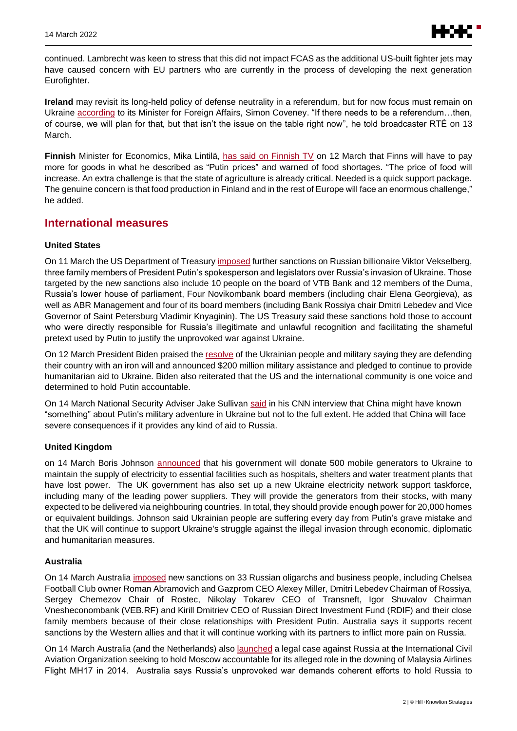continued. Lambrecht was keen to stress that this did not impact FCAS as the additional US-built fighter jets may have caused concern with EU partners who are currently in the process of developing the next generation Eurofighter.

**Ireland** may revisit its long-held policy of defense neutrality in a referendum, but for now focus must remain on Ukraine according to its Minister for Foreign Affairs, Simon Coveney. "If there needs to be a referendum…then, of course, we will plan for that, but that isn't the issue on the table right now", he told broadcaster RTÉ on 13 March.

**Finnish** Minister for Economics, Mika Lintilä, has said on Finnish TV on 12 March that Finns will have to pay more for goods in what he described as "Putin prices" and warned of food shortages. "The price of food will increase. An extra challenge is that the state of agriculture is already critical. Needed is a quick support package. The genuine concern is that food production in Finland and in the rest of Europe will face an enormous challenge," he added.

## International measures

### United States

On 11 March the US Department of Treasury imposed further sanctions on Russian billionaire Viktor Vekselberg, three family members of President Putin's spokesperson and legislators over Russia's invasion of Ukraine. Those targeted by the new sanctions also include 10 people on the board of VTB Bank and 12 members of the Duma, Russia's lower house of parliament, Four Novikombank board members (including chair Elena Georgieva), as well as ABR Management and four of its board members (including Bank Rossiya chair Dmitri Lebedev and Vice Governor of Saint Petersburg Vladimir Knyaginin). The US Treasury said these sanctions hold those to account who were directly responsible for Russia's illegitimate and unlawful recognition and facilitating the shameful pretext used by Putin to justify the unprovoked war against Ukraine.

On 12 March President Biden praised the resolve of the Ukrainian people and military saying they are defending their country with an iron will and announced $200 million military assistance and pledged to continue to provide humanitarian aid to Ukraine. Biden also reiterated that the US and the international community is one voice and determined to hold Putin accountable.

On 14 March National Security Adviser Jake Sullivan said in his CNN interview that China might have known "something" about Putin's military adventure in Ukraine but not to the full extent. He added that China will face severe consequences if it provides any kind of aid to Russia.

### United Kingdom

on 14 March Boris Johnson announced that his government will donate 500 mobile generators to Ukraine to maintain the supply of electricity to essential facilities such as hospitals, shelters and water treatment plants that have lost power. The UK government has also set up a new Ukraine electricity network support taskforce, including many of the leading power suppliers. They will provide the generators from their stocks, with many expected to be delivered via neighbouring countries. In total, they should provide enough power for 20,000 homes or equivalent buildings. Johnson said Ukrainian people are suffering every day from Putin's grave mistake and that the UK will continue to support Ukraine's struggle against the illegal invasion through economic, diplomatic and humanitarian measures.

### Australia

On 14 March Australia imposed new sanctions on 33 Russian oligarchs and business people, including Chelsea Football Club owner Roman Abramovich and Gazprom CEO Alexey Miller, Dmitri Lebedev Chairman of Rossiya, Sergey Chemezov Chair of Rostec, Nikolay Tokarev CEO of Transneft, Igor Shuvalov Chairman Vnesheconombank (VEB.RF) and Kirill Dmitriev CEO of Russian Direct Investment Fund (RDIF) and their close family members because of their close relationships with President Putin. Australia says it supports recent sanctions by the Western allies and that it will continue working with its partners to inflict more pain on Russia.

On 14 March Australia (and the Netherlands) also launched a legal case against Russia at the International Civil Aviation Organization seeking to hold Moscow accountable for its alleged role in the downing of Malaysia Airlines Flight MH17 in 2014. Australia says Russia's unprovoked war demands coherent efforts to hold Russia to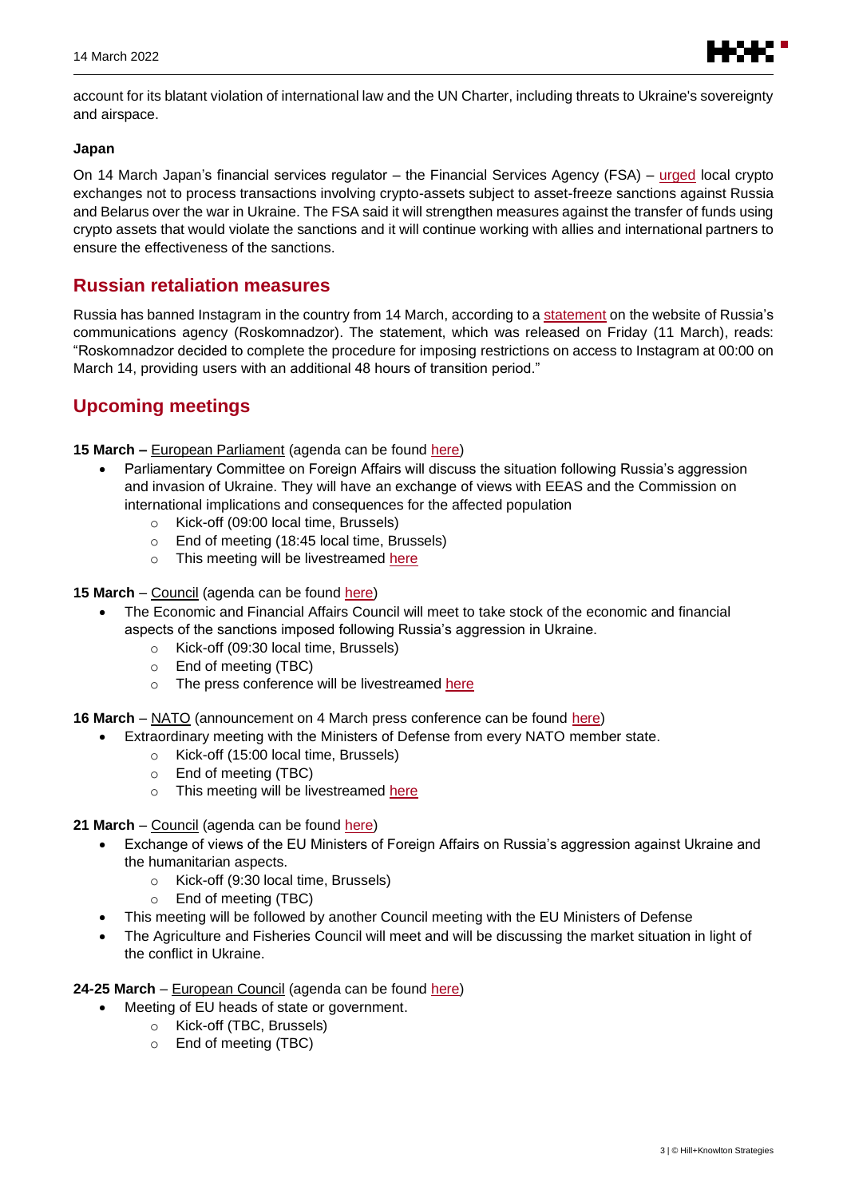account for its blatant violation of international law and the UN Charter, including threats to Ukraine's sovereignty and airspace.

**Japan**

On 14 March Japan's financial services regulator – the Financial Services Agency (FSA) – urged local crypto exchanges not to process transactions involving crypto-assets subject to asset-freeze sanctions against Russia and Belarus over the war in Ukraine. The FSA said it will strengthen measures against the transfer of funds using crypto assets that would violate the sanctions and it will continue working with allies and international partners to ensure the effectiveness of the sanctions.

## Russian retaliation measures

Russia has banned Instagram in the country from 14 March, according to a statement on the website of Russia's communications agency (Roskomnadzor). The statement, which was released on Friday (11 March), reads: "Roskomnadzor decided to complete the procedure for imposing restrictions on access to Instagram at 00:00 on March 14, providing users with an additional 48 hours of transition period."

## Upcoming meetings

**15 March –** European Parliament (agenda can be found here)

- Parliamentary Committee on Foreign Affairs will discuss the situation following Russia's aggression and invasion of Ukraine. They will have an exchange of views with EEAS and the Commission on international implications and consequences for the affected population
  - Kick-off (09:00 local time, Brussels)
  - End of meeting (18:45 local time, Brussels)
  - This meeting will be livestreamed here

**15 March** – Council (agenda can be found here)

- The Economic and Financial Affairs Council will meet to take stock of the economic and financial aspects of the sanctions imposed following Russia's aggression in Ukraine.
  - Kick-off (09:30 local time, Brussels)
  - End of meeting (TBC)
  - The press conference will be livestreamed here

**16 March** – NATO (announcement on 4 March press conference can be found here)

- Extraordinary meeting with the Ministers of Defense from every NATO member state.
  - Kick-off (15:00 local time, Brussels)
  - End of meeting (TBC)
  - This meeting will be livestreamed here

**21 March** – Council (agenda can be found here)

- Exchange of views of the EU Ministers of Foreign Affairs on Russia's aggression against Ukraine and the humanitarian aspects.
  - Kick-off (9:30 local time, Brussels)
  - End of meeting (TBC)
- This meeting will be followed by another Council meeting with the EU Ministers of Defense
- The Agriculture and Fisheries Council will meet and will be discussing the market situation in light of the conflict in Ukraine.

**24-25 March** – European Council (agenda can be found here)

- Meeting of EU heads of state or government.
  - Kick-off (TBC, Brussels)
  - End of meeting (TBC)